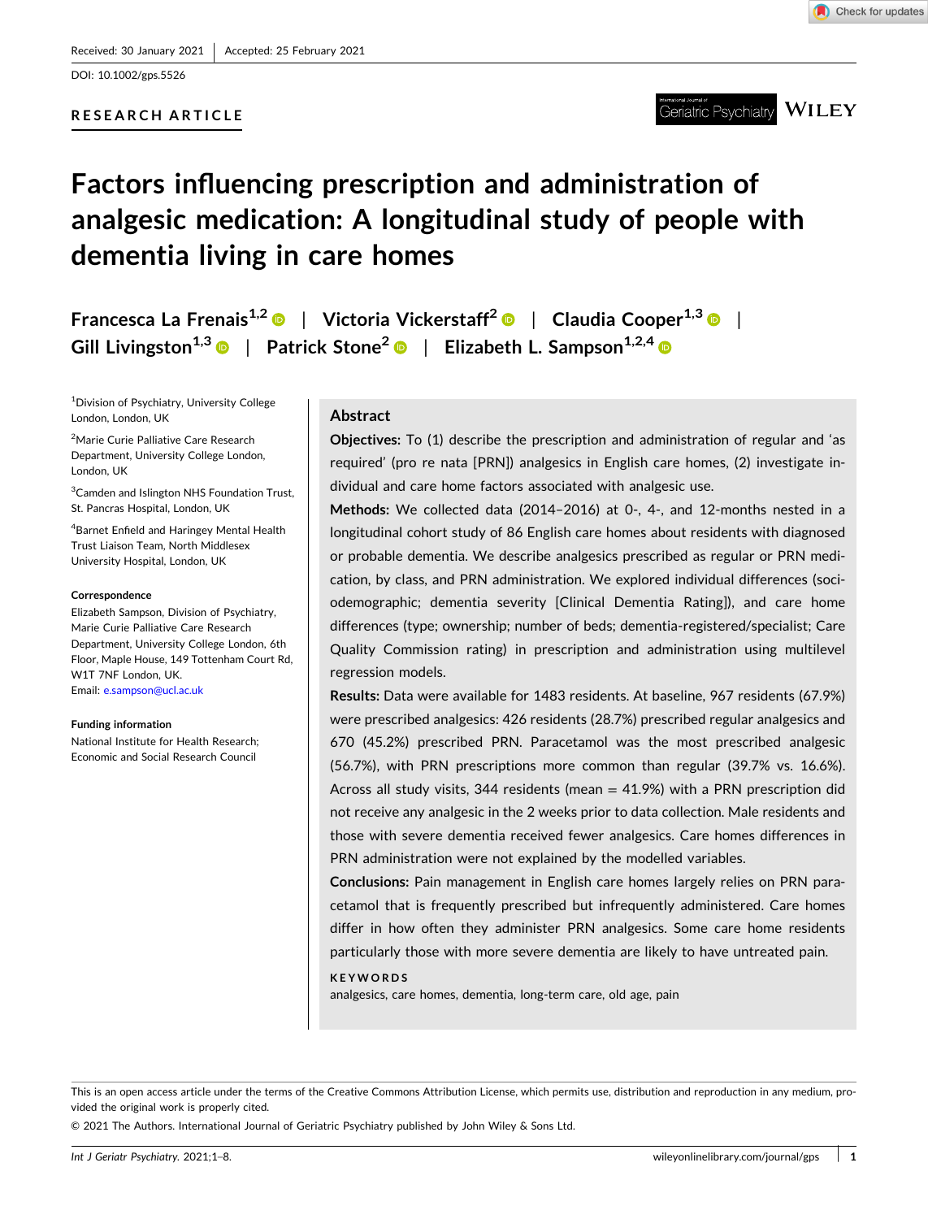Received: 30 January 2021 | Accepted: 25 February 2021

DOI: 10.1002/gps.5526

RESEARCH ARTICLE

# Factors influencing prescription and administration of analgesic medication: A longitudinal study of people with dementia living in care homes

Francesca La Frenais[1,2] | Victoria Vickerstaff[2] | Claudia Cooper[1,3] | Gill Livingston[1,3] | Patrick Stone[2] | Elizabeth L. Sampson[1,2,4]

[1]Division of Psychiatry, University College London, London, UK

[2]Marie Curie Palliative Care Research Department, University College London, London, UK

[3]Camden and Islington NHS Foundation Trust, St. Pancras Hospital, London, UK

[4]Barnet Enfield and Haringey Mental Health Trust Liaison Team, North Middlesex University Hospital, London, UK

**Correspondence**

Elizabeth Sampson, Division of Psychiatry, Marie Curie Palliative Care Research Department, University College London, 6th Floor, Maple House, 149 Tottenham Court Rd, W1T 7NF London, UK.
Email: e.sampson@ucl.ac.uk

**Funding information**

National Institute for Health Research; Economic and Social Research Council

## Abstract

**Objectives:** To (1) describe the prescription and administration of regular and 'as required' (pro re nata [PRN]) analgesics in English care homes, (2) investigate individual and care home factors associated with analgesic use.

**Methods:** We collected data (2014–2016) at 0-, 4-, and 12-months nested in a longitudinal cohort study of 86 English care homes about residents with diagnosed or probable dementia. We describe analgesics prescribed as regular or PRN medication, by class, and PRN administration. We explored individual differences (sociodemographic; dementia severity [Clinical Dementia Rating]), and care home differences (type; ownership; number of beds; dementia-registered/specialist; Care Quality Commission rating) in prescription and administration using multilevel regression models.

**Results:** Data were available for 1483 residents. At baseline, 967 residents (67.9%) were prescribed analgesics: 426 residents (28.7%) prescribed regular analgesics and 670 (45.2%) prescribed PRN. Paracetamol was the most prescribed analgesic (56.7%), with PRN prescriptions more common than regular (39.7% vs. 16.6%). Across all study visits, 344 residents (mean = 41.9%) with a PRN prescription did not receive any analgesic in the 2 weeks prior to data collection. Male residents and those with severe dementia received fewer analgesics. Care homes differences in PRN administration were not explained by the modelled variables.

**Conclusions:** Pain management in English care homes largely relies on PRN paracetamol that is frequently prescribed but infrequently administered. Care homes differ in how often they administer PRN analgesics. Some care home residents particularly those with more severe dementia are likely to have untreated pain.

**KEYWORDS**

analgesics, care homes, dementia, long-term care, old age, pain

This is an open access article under the terms of the Creative Commons Attribution License, which permits use, distribution and reproduction in any medium, provided the original work is properly cited.

© 2021 The Authors. International Journal of Geriatric Psychiatry published by John Wiley & Sons Ltd.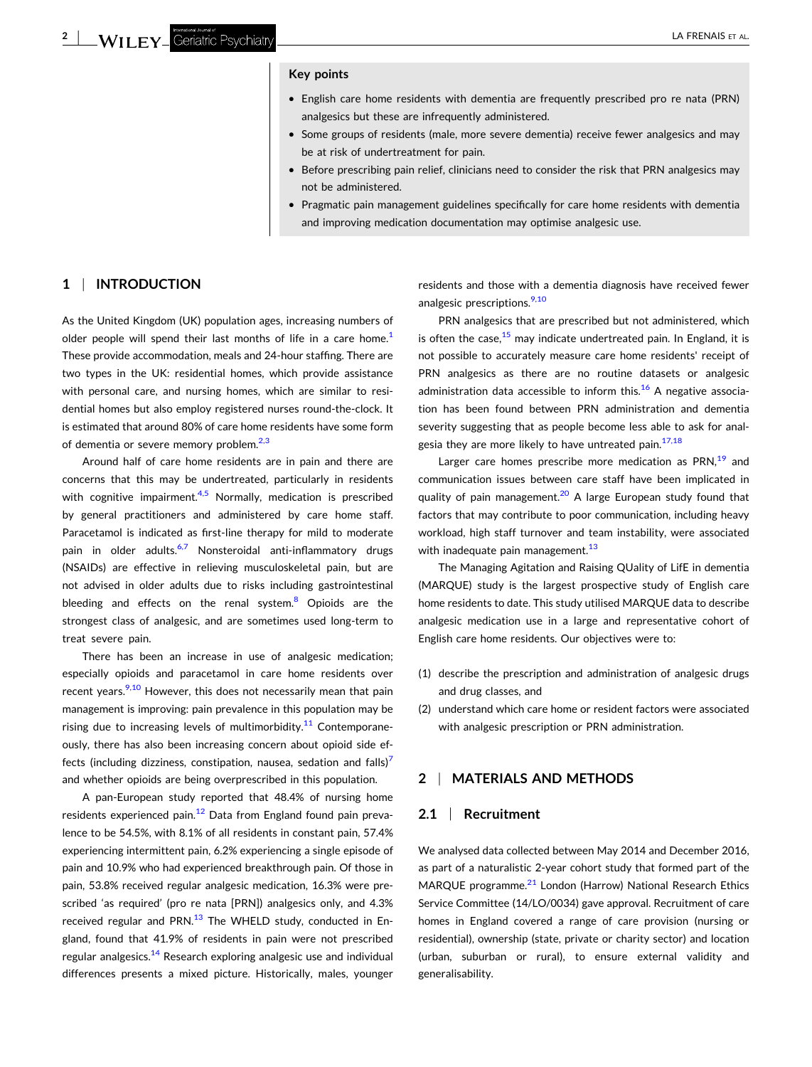## Key points

- English care home residents with dementia are frequently prescribed pro re nata (PRN) analgesics but these are infrequently administered.
- Some groups of residents (male, more severe dementia) receive fewer analgesics and may be at risk of undertreatment for pain.
- Before prescribing pain relief, clinicians need to consider the risk that PRN analgesics may not be administered.
- Pragmatic pain management guidelines specifically for care home residents with dementia and improving medication documentation may optimise analgesic use.

## 1 | INTRODUCTION

As the United Kingdom (UK) population ages, increasing numbers of older people will spend their last months of life in a care home.[1] These provide accommodation, meals and 24-hour staffing. There are two types in the UK: residential homes, which provide assistance with personal care, and nursing homes, which are similar to residential homes but also employ registered nurses round-the-clock. It is estimated that around 80% of care home residents have some form of dementia or severe memory problem.[2,3]

Around half of care home residents are in pain and there are concerns that this may be undertreated, particularly in residents with cognitive impairment.[4,5] Normally, medication is prescribed by general practitioners and administered by care home staff. Paracetamol is indicated as first-line therapy for mild to moderate pain in older adults.[6,7] Nonsteroidal anti-inflammatory drugs (NSAIDs) are effective in relieving musculoskeletal pain, but are not advised in older adults due to risks including gastrointestinal bleeding and effects on the renal system.[8] Opioids are the strongest class of analgesic, and are sometimes used long-term to treat severe pain.

There has been an increase in use of analgesic medication; especially opioids and paracetamol in care home residents over recent years.[9,10] However, this does not necessarily mean that pain management is improving: pain prevalence in this population may be rising due to increasing levels of multimorbidity.[11] Contemporaneously, there has also been increasing concern about opioid side effects (including dizziness, constipation, nausea, sedation and falls)[7] and whether opioids are being overprescribed in this population.

A pan-European study reported that 48.4% of nursing home residents experienced pain.[12] Data from England found pain prevalence to be 54.5%, with 8.1% of all residents in constant pain, 57.4% experiencing intermittent pain, 6.2% experiencing a single episode of pain and 10.9% who had experienced breakthrough pain. Of those in pain, 53.8% received regular analgesic medication, 16.3% were prescribed 'as required' (pro re nata [PRN]) analgesics only, and 4.3% received regular and PRN.[13] The WHELD study, conducted in England, found that 41.9% of residents in pain were not prescribed regular analgesics.[14] Research exploring analgesic use and individual differences presents a mixed picture. Historically, males, younger residents and those with a dementia diagnosis have received fewer analgesic prescriptions.[9,10]

PRN analgesics that are prescribed but not administered, which is often the case,[15] may indicate undertreated pain. In England, it is not possible to accurately measure care home residents' receipt of PRN analgesics as there are no routine datasets or analgesic administration data accessible to inform this.[16] A negative association has been found between PRN administration and dementia severity suggesting that as people become less able to ask for analgesia they are more likely to have untreated pain.[17,18]

Larger care homes prescribe more medication as PRN,[19] and communication issues between care staff have been implicated in quality of pain management.[20] A large European study found that factors that may contribute to poor communication, including heavy workload, high staff turnover and team instability, were associated with inadequate pain management.[13]

The Managing Agitation and Raising QUality of LifE in dementia (MARQUE) study is the largest prospective study of English care home residents to date. This study utilised MARQUE data to describe analgesic medication use in a large and representative cohort of English care home residents. Our objectives were to:

(1) describe the prescription and administration of analgesic drugs and drug classes, and
(2) understand which care home or resident factors were associated with analgesic prescription or PRN administration.

## 2 | MATERIALS AND METHODS

### 2.1 | Recruitment

We analysed data collected between May 2014 and December 2016, as part of a naturalistic 2-year cohort study that formed part of the MARQUE programme.[21] London (Harrow) National Research Ethics Service Committee (14/LO/0034) gave approval. Recruitment of care homes in England covered a range of care provision (nursing or residential), ownership (state, private or charity sector) and location (urban, suburban or rural), to ensure external validity and generalisability.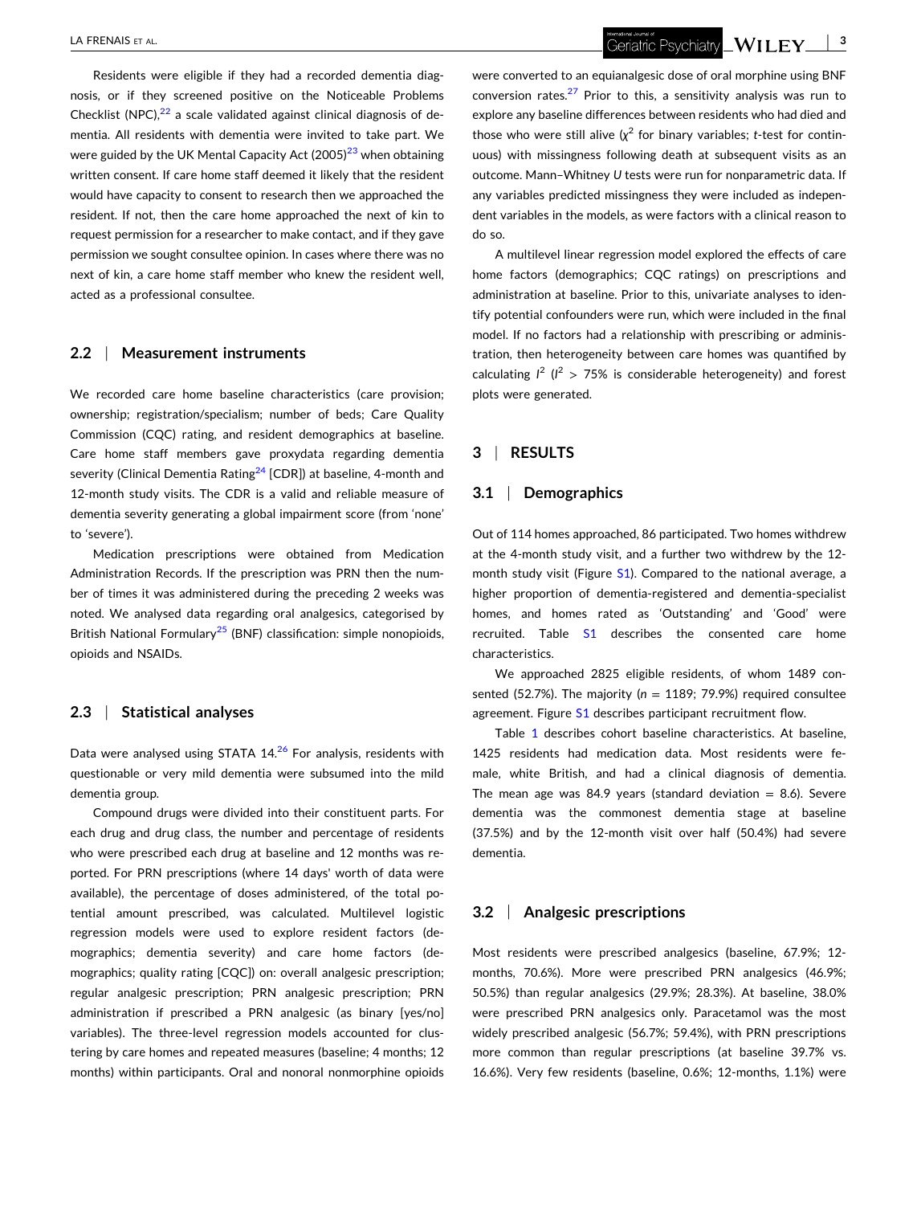Residents were eligible if they had a recorded dementia diagnosis, or if they screened positive on the Noticeable Problems Checklist (NPC),[22] a scale validated against clinical diagnosis of dementia. All residents with dementia were invited to take part. We were guided by the UK Mental Capacity Act (2005)[23] when obtaining written consent. If care home staff deemed it likely that the resident would have capacity to consent to research then we approached the resident. If not, then the care home approached the next of kin to request permission for a researcher to make contact, and if they gave permission we sought consultee opinion. In cases where there was no next of kin, a care home staff member who knew the resident well, acted as a professional consultee.

### 2.2 | Measurement instruments

We recorded care home baseline characteristics (care provision; ownership; registration/specialism; number of beds; Care Quality Commission (CQC) rating, and resident demographics at baseline. Care home staff members gave proxydata regarding dementia severity (Clinical Dementia Rating[24] [CDR]) at baseline, 4-month and 12-month study visits. The CDR is a valid and reliable measure of dementia severity generating a global impairment score (from 'none' to 'severe').

Medication prescriptions were obtained from Medication Administration Records. If the prescription was PRN then the number of times it was administered during the preceding 2 weeks was noted. We analysed data regarding oral analgesics, categorised by British National Formulary[25] (BNF) classification: simple nonopioids, opioids and NSAIDs.

### 2.3 | Statistical analyses

Data were analysed using STATA 14.[26] For analysis, residents with questionable or very mild dementia were subsumed into the mild dementia group.

Compound drugs were divided into their constituent parts. For each drug and drug class, the number and percentage of residents who were prescribed each drug at baseline and 12 months was reported. For PRN prescriptions (where 14 days' worth of data were available), the percentage of doses administered, of the total potential amount prescribed, was calculated. Multilevel logistic regression models were used to explore resident factors (demographics; dementia severity) and care home factors (demographics; quality rating [CQC]) on: overall analgesic prescription; regular analgesic prescription; PRN analgesic prescription; PRN administration if prescribed a PRN analgesic (as binary [yes/no] variables). The three-level regression models accounted for clustering by care homes and repeated measures (baseline; 4 months; 12 months) within participants. Oral and nonoral nonmorphine opioids were converted to an equianalgesic dose of oral morphine using BNF conversion rates.[27] Prior to this, a sensitivity analysis was run to explore any baseline differences between residents who had died and those who were still alive ($\chi^2$ for binary variables; *t*-test for continuous) with missingness following death at subsequent visits as an outcome. Mann–Whitney *U* tests were run for nonparametric data. If any variables predicted missingness they were included as independent variables in the models, as were factors with a clinical reason to do so.

A multilevel linear regression model explored the effects of care home factors (demographics; CQC ratings) on prescriptions and administration at baseline. Prior to this, univariate analyses to identify potential confounders were run, which were included in the final model. If no factors had a relationship with prescribing or administration, then heterogeneity between care homes was quantified by calculating $I^2$ ($I^2 > 75\%$ is considerable heterogeneity) and forest plots were generated.

## 3 | RESULTS

### 3.1 | Demographics

Out of 114 homes approached, 86 participated. Two homes withdrew at the 4-month study visit, and a further two withdrew by the 12-month study visit (Figure S1). Compared to the national average, a higher proportion of dementia-registered and dementia-specialist homes, and homes rated as 'Outstanding' and 'Good' were recruited. Table S1 describes the consented care home characteristics.

We approached 2825 eligible residents, of whom 1489 consented (52.7%). The majority ($n = 1189$; 79.9%) required consultee agreement. Figure S1 describes participant recruitment flow.

Table 1 describes cohort baseline characteristics. At baseline, 1425 residents had medication data. Most residents were female, white British, and had a clinical diagnosis of dementia. The mean age was 84.9 years (standard deviation = 8.6). Severe dementia was the commonest dementia stage at baseline (37.5%) and by the 12-month visit over half (50.4%) had severe dementia.

### 3.2 | Analgesic prescriptions

Most residents were prescribed analgesics (baseline, 67.9%; 12-months, 70.6%). More were prescribed PRN analgesics (46.9%; 50.5%) than regular analgesics (29.9%; 28.3%). At baseline, 38.0% were prescribed PRN analgesics only. Paracetamol was the most widely prescribed analgesic (56.7%; 59.4%), with PRN prescriptions more common than regular prescriptions (at baseline 39.7% vs. 16.6%). Very few residents (baseline, 0.6%; 12-months, 1.1%) were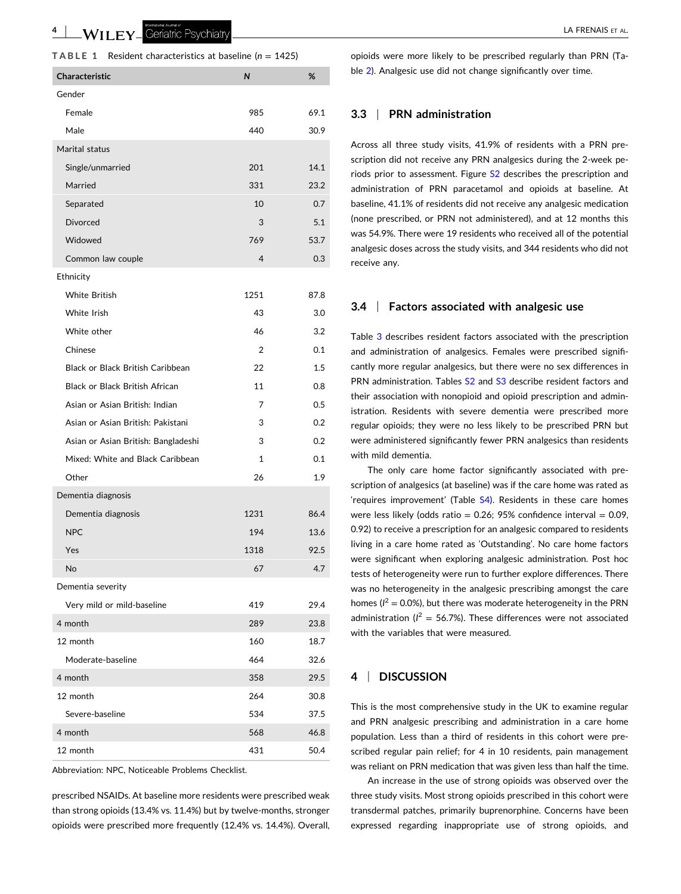**TABLE 1** Resident characteristics at baseline ($n$ = 1425)

| Characteristic | N | % |
|---|---|---|
| Gender | | |
| Female | 985 | 69.1 |
| Male | 440 | 30.9 |
| Marital status | | |
| Single/unmarried | 201 | 14.1 |
| Married | 331 | 23.2 |
| Separated | 10 | 0.7 |
| Divorced | 3 | 5.1 |
| Widowed | 769 | 53.7 |
| Common law couple | 4 | 0.3 |
| Ethnicity | | |
| White British | 1251 | 87.8 |
| White Irish | 43 | 3.0 |
| White other | 46 | 3.2 |
| Chinese | 2 | 0.1 |
| Black or Black British Caribbean | 22 | 1.5 |
| Black or Black British African | 11 | 0.8 |
| Asian or Asian British: Indian | 7 | 0.5 |
| Asian or Asian British: Pakistani | 3 | 0.2 |
| Asian or Asian British: Bangladeshi | 3 | 0.2 |
| Mixed: White and Black Caribbean | 1 | 0.1 |
| Other | 26 | 1.9 |
| Dementia diagnosis | | |
| Dementia diagnosis | 1231 | 86.4 |
| NPC | 194 | 13.6 |
| Yes | 1318 | 92.5 |
| No | 67 | 4.7 |
| Dementia severity | | |
| Very mild or mild-baseline | 419 | 29.4 |
| 4 month | 289 | 23.8 |
| 12 month | 160 | 18.7 |
| Moderate-baseline | 464 | 32.6 |
| 4 month | 358 | 29.5 |
| 12 month | 264 | 30.8 |
| Severe-baseline | 534 | 37.5 |
| 4 month | 568 | 46.8 |
| 12 month | 431 | 50.4 |

Abbreviation: NPC, Noticeable Problems Checklist.

prescribed NSAIDs. At baseline more residents were prescribed weak than strong opioids (13.4% vs. 11.4%) but by twelve-months, stronger opioids were prescribed more frequently (12.4% vs. 14.4%). Overall, opioids were more likely to be prescribed regularly than PRN (Table 2). Analgesic use did not change significantly over time.

## 3.3 | PRN administration

Across all three study visits, 41.9% of residents with a PRN prescription did not receive any PRN analgesics during the 2-week periods prior to assessment. Figure S2 describes the prescription and administration of PRN paracetamol and opioids at baseline. At baseline, 41.1% of residents did not receive any analgesic medication (none prescribed, or PRN not administered), and at 12 months this was 54.9%. There were 19 residents who received all of the potential analgesic doses across the study visits, and 344 residents who did not receive any.

## 3.4 | Factors associated with analgesic use

Table 3 describes resident factors associated with the prescription and administration of analgesics. Females were prescribed significantly more regular analgesics, but there were no sex differences in PRN administration. Tables S2 and S3 describe resident factors and their association with nonopioid and opioid prescription and administration. Residents with severe dementia were prescribed more regular opioids; they were no less likely to be prescribed PRN but were administered significantly fewer PRN analgesics than residents with mild dementia.

The only care home factor significantly associated with prescription of analgesics (at baseline) was if the care home was rated as 'requires improvement' (Table S4). Residents in these care homes were less likely (odds ratio = 0.26; 95% confidence interval = 0.09, 0.92) to receive a prescription for an analgesic compared to residents living in a care home rated as 'Outstanding'. No care home factors were significant when exploring analgesic administration. Post hoc tests of heterogeneity were run to further explore differences. There was no heterogeneity in the analgesic prescribing amongst the care homes ($I^2$ = 0.0%), but there was moderate heterogeneity in the PRN administration ($I^2$ = 56.7%). These differences were not associated with the variables that were measured.

# 4 | DISCUSSION

This is the most comprehensive study in the UK to examine regular and PRN analgesic prescribing and administration in a care home population. Less than a third of residents in this cohort were prescribed regular pain relief; for 4 in 10 residents, pain management was reliant on PRN medication that was given less than half the time.

An increase in the use of strong opioids was observed over the three study visits. Most strong opioids prescribed in this cohort were transdermal patches, primarily buprenorphine. Concerns have been expressed regarding inappropriate use of strong opioids, and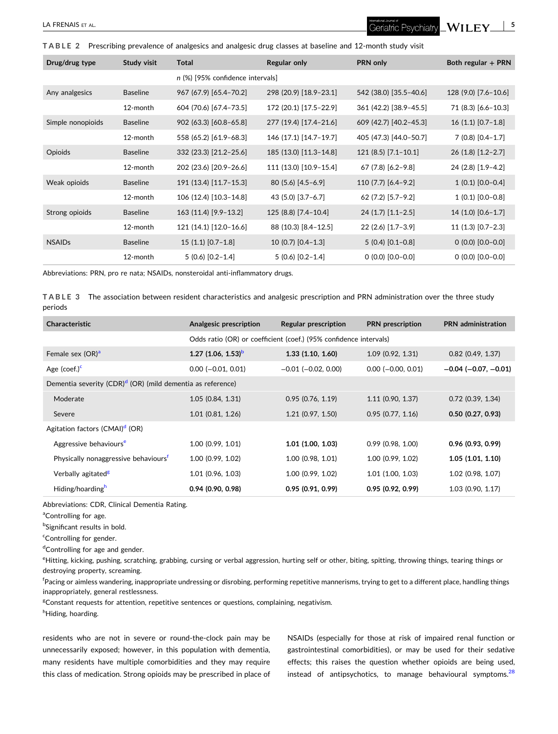**TABLE 2** Prescribing prevalence of analgesics and analgesic drug classes at baseline and 12-month study visit

| Drug/drug type | Study visit | Total | Regular only | PRN only | Both regular + PRN |
|---|---|---|---|---|---|
| | | n (%) [95% confidence intervals] | | | |
| Any analgesics | Baseline | 967 (67.9) [65.4–70.2] | 298 (20.9) [18.9–23.1] | 542 (38.0) [35.5–40.6] | 128 (9.0) [7.6–10.6] |
| | 12-month | 604 (70.6) [67.4–73.5] | 172 (20.1) [17.5–22.9] | 361 (42.2) [38.9–45.5] | 71 (8.3) [6.6–10.3] |
| Simple nonopioids | Baseline | 902 (63.3) [60.8–65.8] | 277 (19.4) [17.4–21.6] | 609 (42.7) [40.2–45.3] | 16 (1.1) [0.7–1.8] |
| | 12-month | 558 (65.2) [61.9–68.3] | 146 (17.1) [14.7–19.7] | 405 (47.3) [44.0–50.7] | 7 (0.8) [0.4–1.7] |
| Opioids | Baseline | 332 (23.3) [21.2–25.6] | 185 (13.0) [11.3–14.8] | 121 (8.5) [7.1–10.1] | 26 (1.8) [1.2–2.7] |
| | 12-month | 202 (23.6) [20.9–26.6] | 111 (13.0) [10.9–15.4] | 67 (7.8) [6.2–9.8] | 24 (2.8) [1.9–4.2] |
| Weak opioids | Baseline | 191 (13.4) [11.7–15.3] | 80 (5.6) [4.5–6.9] | 110 (7.7) [6.4–9.2] | 1 (0.1) [0.0–0.4] |
| | 12-month | 106 (12.4) [10.3–14.8] | 43 (5.0) [3.7–6.7] | 62 (7.2) [5.7–9.2] | 1 (0.1) [0.0–0.8] |
| Strong opioids | Baseline | 163 (11.4) [9.9–13.2] | 125 (8.8) [7.4–10.4] | 24 (1.7) [1.1–2.5] | 14 (1.0) [0.6–1.7] |
| | 12-month | 121 (14.1) [12.0–16.6] | 88 (10.3) [8.4–12.5] | 22 (2.6) [1.7–3.9] | 11 (1.3) [0.7–2.3] |
| NSAIDs | Baseline | 15 (1.1) [0.7–1.8] | 10 (0.7) [0.4–1.3] | 5 (0.4) [0.1–0.8] | 0 (0.0) [0.0–0.0] |
| | 12-month | 5 (0.6) [0.2–1.4] | 5 (0.6) [0.2–1.4] | 0 (0.0) [0.0–0.0] | 0 (0.0) [0.0–0.0] |

Abbreviations: PRN, pro re nata; NSAIDs, nonsteroidal anti-inflammatory drugs.

**TABLE 3** The association between resident characteristics and analgesic prescription and PRN administration over the three study periods

| Characteristic | Analgesic prescription | Regular prescription | PRN prescription | PRN administration |
|---|---|---|---|---|
| | Odds ratio (OR) or coefficient (coef.) (95% confidence intervals) | | | |
| Female sex (OR)[a] | **1.27 (1.06, 1.53)**[b] | **1.33 (1.10, 1.60)** | 1.09 (0.92, 1.31) | 0.82 (0.49, 1.37) |
| Age (coef.)[c] | 0.00 (−0.01, 0.01) | −0.01 (−0.02, 0.00) | 0.00 (−0.00, 0.01) | **−0.04 (−0.07, −0.01)** |
| Dementia severity (CDR)[d] (OR) (mild dementia as reference) | | | | |
| Moderate | 1.05 (0.84, 1.31) | 0.95 (0.76, 1.19) | 1.11 (0.90, 1.37) | 0.72 (0.39, 1.34) |
| Severe | 1.01 (0.81, 1.26) | 1.21 (0.97, 1.50) | 0.95 (0.77, 1.16) | **0.50 (0.27, 0.93)** |
| Agitation factors (CMAI)[d] (OR) | | | | |
| Aggressive behaviours[e] | 1.00 (0.99, 1.01) | **1.01 (1.00, 1.03)** | 0.99 (0.98, 1.00) | **0.96 (0.93, 0.99)** |
| Physically nonaggressive behaviours[f] | 1.00 (0.99, 1.02) | 1.00 (0.98, 1.01) | 1.00 (0.99, 1.02) | **1.05 (1.01, 1.10)** |
| Verbally agitated[g] | 1.01 (0.96, 1.03) | 1.00 (0.99, 1.02) | 1.01 (1.00, 1.03) | 1.02 (0.98, 1.07) |
| Hiding/hoarding[h] | **0.94 (0.90, 0.98)** | **0.95 (0.91, 0.99)** | **0.95 (0.92, 0.99)** | 1.03 (0.90, 1.17) |

Abbreviations: CDR, Clinical Dementia Rating.

[a]Controlling for age.

[b]Significant results in bold.

[c]Controlling for gender.

[d]Controlling for age and gender.

[e]Hitting, kicking, pushing, scratching, grabbing, cursing or verbal aggression, hurting self or other, biting, spitting, throwing things, tearing things or destroying property, screaming.

[f]Pacing or aimless wandering, inappropriate undressing or disrobing, performing repetitive mannerisms, trying to get to a different place, handling things inappropriately, general restlessness.

[g]Constant requests for attention, repetitive sentences or questions, complaining, negativism.

[h]Hiding, hoarding.

residents who are not in severe or round-the-clock pain may be unnecessarily exposed; however, in this population with dementia, many residents have multiple comorbidities and they may require this class of medication. Strong opioids may be prescribed in place of NSAIDs (especially for those at risk of impaired renal function or gastrointestinal comorbidities), or may be used for their sedative effects; this raises the question whether opioids are being used, instead of antipsychotics, to manage behavioural symptoms.[28]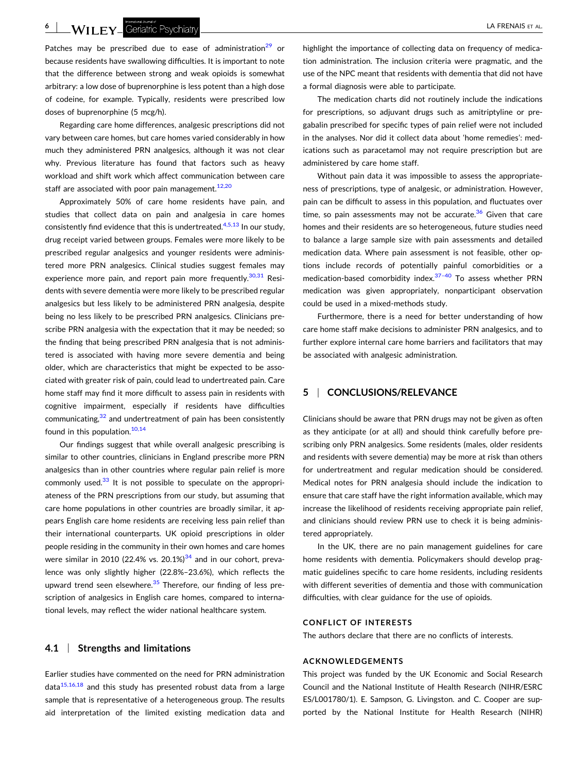Patches may be prescribed due to ease of administration[29] or because residents have swallowing difficulties. It is important to note that the difference between strong and weak opioids is somewhat arbitrary: a low dose of buprenorphine is less potent than a high dose of codeine, for example. Typically, residents were prescribed low doses of buprenorphine (5 mcg/h).

Regarding care home differences, analgesic prescriptions did not vary between care homes, but care homes varied considerably in how much they administered PRN analgesics, although it was not clear why. Previous literature has found that factors such as heavy workload and shift work which affect communication between care staff are associated with poor pain management.[12,20]

Approximately 50% of care home residents have pain, and studies that collect data on pain and analgesia in care homes consistently find evidence that this is undertreated.[4,5,13] In our study, drug receipt varied between groups. Females were more likely to be prescribed regular analgesics and younger residents were administered more PRN analgesics. Clinical studies suggest females may experience more pain, and report pain more frequently.[30,31] Residents with severe dementia were more likely to be prescribed regular analgesics but less likely to be administered PRN analgesia, despite being no less likely to be prescribed PRN analgesics. Clinicians prescribe PRN analgesia with the expectation that it may be needed; so the finding that being prescribed PRN analgesia that is not administered is associated with having more severe dementia and being older, which are characteristics that might be expected to be associated with greater risk of pain, could lead to undertreated pain. Care home staff may find it more difficult to assess pain in residents with cognitive impairment, especially if residents have difficulties communicating,[32] and undertreatment of pain has been consistently found in this population.[10,14]

Our findings suggest that while overall analgesic prescribing is similar to other countries, clinicians in England prescribe more PRN analgesics than in other countries where regular pain relief is more commonly used.[33] It is not possible to speculate on the appropriateness of the PRN prescriptions from our study, but assuming that care home populations in other countries are broadly similar, it appears English care home residents are receiving less pain relief than their international counterparts. UK opioid prescriptions in older people residing in the community in their own homes and care homes were similar in 2010 (22.4% vs. 20.1%)[34] and in our cohort, prevalence was only slightly higher (22.8%–23.6%), which reflects the upward trend seen elsewhere.[35] Therefore, our finding of less prescription of analgesics in English care homes, compared to international levels, may reflect the wider national healthcare system.

### 4.1 | Strengths and limitations

Earlier studies have commented on the need for PRN administration data[15,16,18] and this study has presented robust data from a large sample that is representative of a heterogeneous group. The results aid interpretation of the limited existing medication data and highlight the importance of collecting data on frequency of medication administration. The inclusion criteria were pragmatic, and the use of the NPC meant that residents with dementia that did not have a formal diagnosis were able to participate.

The medication charts did not routinely include the indications for prescriptions, so adjuvant drugs such as amitriptyline or pregabalin prescribed for specific types of pain relief were not included in the analyses. Nor did it collect data about 'home remedies': medications such as paracetamol may not require prescription but are administered by care home staff.

Without pain data it was impossible to assess the appropriateness of prescriptions, type of analgesic, or administration. However, pain can be difficult to assess in this population, and fluctuates over time, so pain assessments may not be accurate.[36] Given that care homes and their residents are so heterogeneous, future studies need to balance a large sample size with pain assessments and detailed medication data. Where pain assessment is not feasible, other options include records of potentially painful comorbidities or a medication-based comorbidity index.[37–40] To assess whether PRN medication was given appropriately, nonparticipant observation could be used in a mixed-methods study.

Furthermore, there is a need for better understanding of how care home staff make decisions to administer PRN analgesics, and to further explore internal care home barriers and facilitators that may be associated with analgesic administration.

## 5 | CONCLUSIONS/RELEVANCE

Clinicians should be aware that PRN drugs may not be given as often as they anticipate (or at all) and should think carefully before prescribing only PRN analgesics. Some residents (males, older residents and residents with severe dementia) may be more at risk than others for undertreatment and regular medication should be considered. Medical notes for PRN analgesia should include the indication to ensure that care staff have the right information available, which may increase the likelihood of residents receiving appropriate pain relief, and clinicians should review PRN use to check it is being administered appropriately.

In the UK, there are no pain management guidelines for care home residents with dementia. Policymakers should develop pragmatic guidelines specific to care home residents, including residents with different severities of dementia and those with communication difficulties, with clear guidance for the use of opioids.

## CONFLICT OF INTERESTS

The authors declare that there are no conflicts of interests.

## ACKNOWLEDGEMENTS

This project was funded by the UK Economic and Social Research Council and the National Institute of Health Research (NIHR/ESRC ES/L001780/1). E. Sampson, G. Livingston. and C. Cooper are supported by the National Institute for Health Research (NIHR)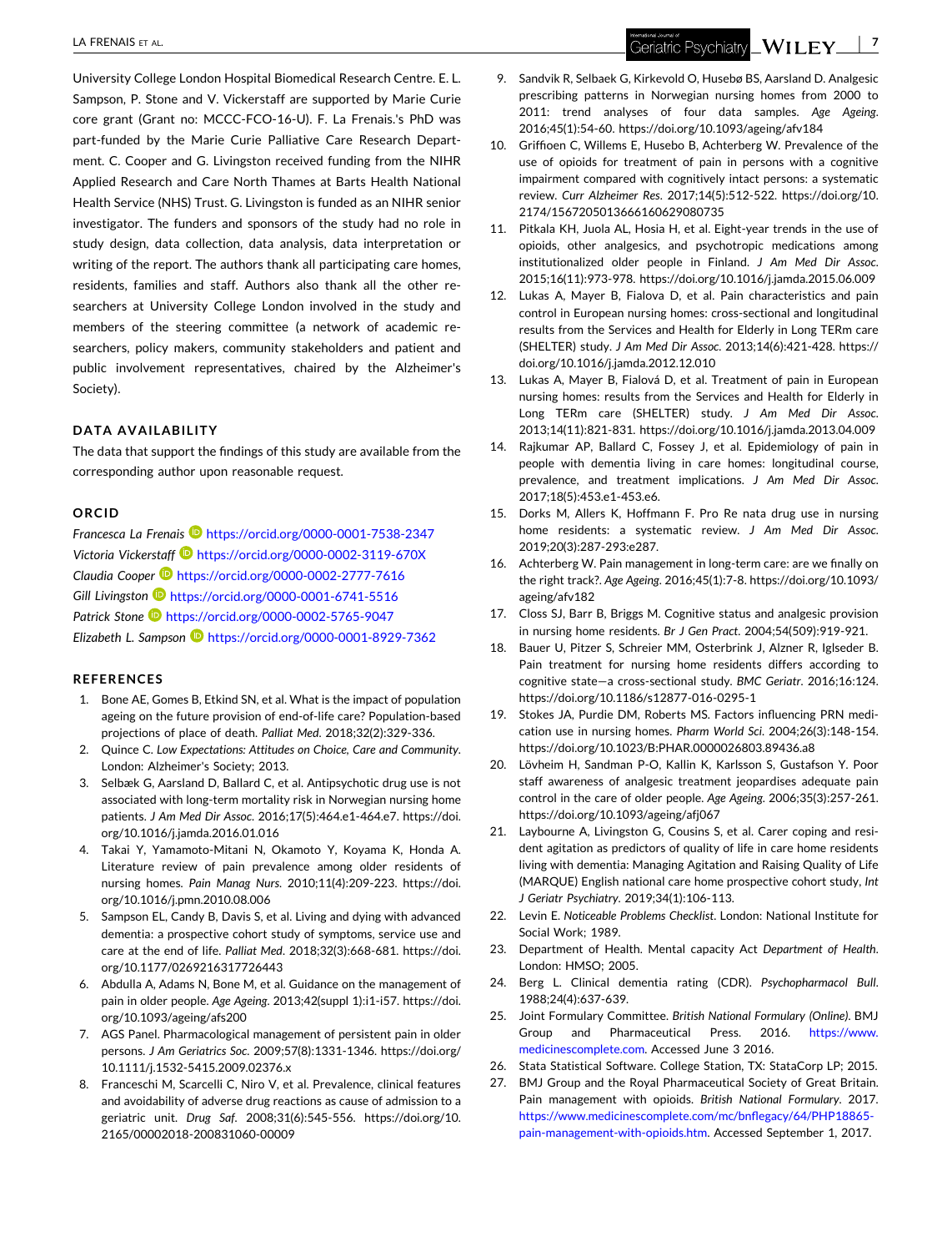University College London Hospital Biomedical Research Centre. E. L. Sampson, P. Stone and V. Vickerstaff are supported by Marie Curie core grant (Grant no: MCCC-FCO-16-U). F. La Frenais.'s PhD was part-funded by the Marie Curie Palliative Care Research Department. C. Cooper and G. Livingston received funding from the NIHR Applied Research and Care North Thames at Barts Health National Health Service (NHS) Trust. G. Livingston is funded as an NIHR senior investigator. The funders and sponsors of the study had no role in study design, data collection, data analysis, data interpretation or writing of the report. The authors thank all participating care homes, residents, families and staff. Authors also thank all the other researchers at University College London involved in the study and members of the steering committee (a network of academic researchers, policy makers, community stakeholders and patient and public involvement representatives, chaired by the Alzheimer's Society).

## DATA AVAILABILITY

The data that support the findings of this study are available from the corresponding author upon reasonable request.

## ORCID

*Francesca La Frenais* https://orcid.org/0000-0001-7538-2347
*Victoria Vickerstaff* https://orcid.org/0000-0002-3119-670X
*Claudia Cooper* https://orcid.org/0000-0002-2777-7616
*Gill Livingston* https://orcid.org/0000-0001-6741-5516
*Patrick Stone* https://orcid.org/0000-0002-5765-9047
*Elizabeth L. Sampson* https://orcid.org/0000-0001-8929-7362

## REFERENCES

1. Bone AE, Gomes B, Etkind SN, et al. What is the impact of population ageing on the future provision of end-of-life care? Population-based projections of place of death. *Palliat Med*. 2018;32(2):329-336.
2. Quince C. *Low Expectations: Attitudes on Choice, Care and Community*. London: Alzheimer's Society; 2013.
3. Selbæk G, Aarsland D, Ballard C, et al. Antipsychotic drug use is not associated with long-term mortality risk in Norwegian nursing home patients. *J Am Med Dir Assoc*. 2016;17(5):464.e1-464.e7. https://doi.org/10.1016/j.jamda.2016.01.016
4. Takai Y, Yamamoto-Mitani N, Okamoto Y, Koyama K, Honda A. Literature review of pain prevalence among older residents of nursing homes. *Pain Manag Nurs*. 2010;11(4):209-223. https://doi.org/10.1016/j.pmn.2010.08.006
5. Sampson EL, Candy B, Davis S, et al. Living and dying with advanced dementia: a prospective cohort study of symptoms, service use and care at the end of life. *Palliat Med*. 2018;32(3):668-681. https://doi.org/10.1177/0269216317726443
6. Abdulla A, Adams N, Bone M, et al. Guidance on the management of pain in older people. *Age Ageing*. 2013;42(suppl 1):i1-i57. https://doi.org/10.1093/ageing/afs200
7. AGS Panel. Pharmacological management of persistent pain in older persons. *J Am Geriatrics Soc*. 2009;57(8):1331-1346. https://doi.org/10.1111/j.1532-5415.2009.02376.x
8. Franceschi M, Scarcelli C, Niro V, et al. Prevalence, clinical features and avoidability of adverse drug reactions as cause of admission to a geriatric unit. *Drug Saf*. 2008;31(6):545-556. https://doi.org/10.2165/00002018-200831060-00009
9. Sandvik R, Selbaek G, Kirkevold O, Husebø BS, Aarsland D. Analgesic prescribing patterns in Norwegian nursing homes from 2000 to 2011: trend analyses of four data samples. *Age Ageing*. 2016;45(1):54-60. https://doi.org/10.1093/ageing/afv184
10. Griffioen C, Willems E, Husebo B, Achterberg W. Prevalence of the use of opioids for treatment of pain in persons with a cognitive impairment compared with cognitively intact persons: a systematic review. *Curr Alzheimer Res*. 2017;14(5):512-522. https://doi.org/10.2174/1567205013666160629080735
11. Pitkala KH, Juola AL, Hosia H, et al. Eight-year trends in the use of opioids, other analgesics, and psychotropic medications among institutionalized older people in Finland. *J Am Med Dir Assoc*. 2015;16(11):973-978. https://doi.org/10.1016/j.jamda.2015.06.009
12. Lukas A, Mayer B, Fialova D, et al. Pain characteristics and pain control in European nursing homes: cross-sectional and longitudinal results from the Services and Health for Elderly in Long TERm care (SHELTER) study. *J Am Med Dir Assoc*. 2013;14(6):421-428. https://doi.org/10.1016/j.jamda.2012.12.010
13. Lukas A, Mayer B, Fialová D, et al. Treatment of pain in European nursing homes: results from the Services and Health for Elderly in Long TERm care (SHELTER) study. *J Am Med Dir Assoc*. 2013;14(11):821-831. https://doi.org/10.1016/j.jamda.2013.04.009
14. Rajkumar AP, Ballard C, Fossey J, et al. Epidemiology of pain in people with dementia living in care homes: longitudinal course, prevalence, and treatment implications. *J Am Med Dir Assoc*. 2017;18(5):453.e1-453.e6.
15. Dorks M, Allers K, Hoffmann F. Pro Re nata drug use in nursing home residents: a systematic review. *J Am Med Dir Assoc*. 2019;20(3):287-293:e287.
16. Achterberg W. Pain management in long-term care: are we finally on the right track?. *Age Ageing*. 2016;45(1):7-8. https://doi.org/10.1093/ageing/afv182
17. Closs SJ, Barr B, Briggs M. Cognitive status and analgesic provision in nursing home residents. *Br J Gen Pract*. 2004;54(509):919-921.
18. Bauer U, Pitzer S, Schreier MM, Osterbrink J, Alzner R, Iglseder B. Pain treatment for nursing home residents differs according to cognitive state—a cross-sectional study. *BMC Geriatr*. 2016;16:124. https://doi.org/10.1186/s12877-016-0295-1
19. Stokes JA, Purdie DM, Roberts MS. Factors influencing PRN medication use in nursing homes. *Pharm World Sci*. 2004;26(3):148-154. https://doi.org/10.1023/B:PHAR.0000026803.89436.a8
20. Lövheim H, Sandman P-O, Kallin K, Karlsson S, Gustafson Y. Poor staff awareness of analgesic treatment jeopardises adequate pain control in the care of older people. *Age Ageing*. 2006;35(3):257-261. https://doi.org/10.1093/ageing/afj067
21. Laybourne A, Livingston G, Cousins S, et al. Carer coping and resident agitation as predictors of quality of life in care home residents living with dementia: Managing Agitation and Raising Quality of Life (MARQUE) English national care home prospective cohort study, *Int J Geriatr Psychiatry*. 2019;34(1):106-113.
22. Levin E. *Noticeable Problems Checklist*. London: National Institute for Social Work; 1989.
23. Department of Health. Mental capacity Act *Department of Health*. London: HMSO; 2005.
24. Berg L. Clinical dementia rating (CDR). *Psychopharmacol Bull*. 1988;24(4):637-639.
25. Joint Formulary Committee. *British National Formulary (Online)*. BMJ Group and Pharmaceutical Press. 2016. https://www.medicinescomplete.com. Accessed June 3 2016.
26. Stata Statistical Software. College Station, TX: StataCorp LP; 2015.
27. BMJ Group and the Royal Pharmaceutical Society of Great Britain. Pain management with opioids. *British National Formulary*. 2017. https://www.medicinescomplete.com/mc/bnflegacy/64/PHP18865-pain-management-with-opioids.htm. Accessed September 1, 2017.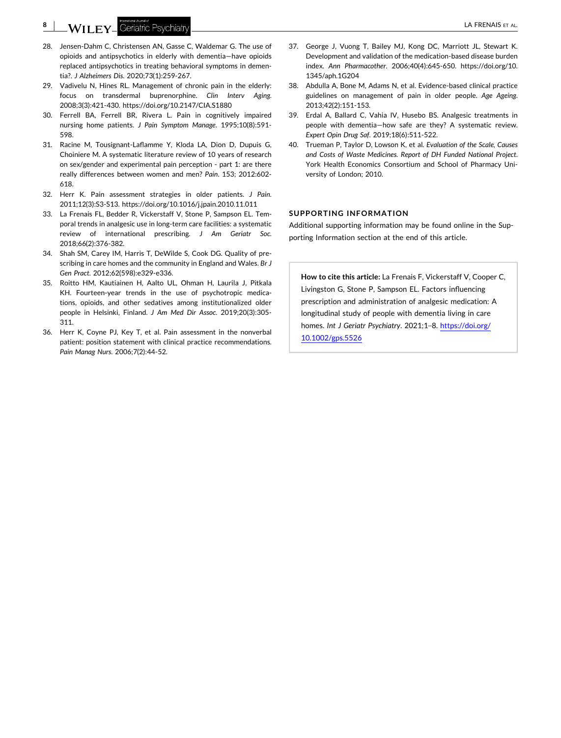28. Jensen-Dahm C, Christensen AN, Gasse C, Waldemar G. The use of opioids and antipsychotics in elderly with dementia—have opioids replaced antipsychotics in treating behavioral symptoms in dementia?. *J Alzheimers Dis*. 2020;73(1):259-267.
29. Vadivelu N, Hines RL. Management of chronic pain in the elderly: focus on transdermal buprenorphine. *Clin Interv Aging*. 2008;3(3):421-430. https://doi.org/10.2147/CIA.S1880
30. Ferrell BA, Ferrell BR, Rivera L. Pain in cognitively impaired nursing home patients. *J Pain Symptom Manage*. 1995;10(8):591-598.
31. Racine M, Tousignant-Laflamme Y, Kloda LA, Dion D, Dupuis G, Choiniere M. A systematic literature review of 10 years of research on sex/gender and experimental pain perception - part 1: are there really differences between women and men? *Pain*. 153; 2012:602-618.
32. Herr K. Pain assessment strategies in older patients. *J Pain*. 2011;12(3):S3-S13. https://doi.org/10.1016/j.jpain.2010.11.011
33. La Frenais FL, Bedder R, Vickerstaff V, Stone P, Sampson EL. Temporal trends in analgesic use in long-term care facilities: a systematic review of international prescribing. *J Am Geriatr Soc*. 2018;66(2):376-382.
34. Shah SM, Carey IM, Harris T, DeWilde S, Cook DG. Quality of prescribing in care homes and the community in England and Wales. *Br J Gen Pract*. 2012;62(598):e329-e336.
35. Roitto HM, Kautiainen H, Aalto UL, Ohman H, Laurila J, Pitkala KH. Fourteen-year trends in the use of psychotropic medications, opioids, and other sedatives among institutionalized older people in Helsinki, Finland. *J Am Med Dir Assoc*. 2019;20(3):305-311.
36. Herr K, Coyne PJ, Key T, et al. Pain assessment in the nonverbal patient: position statement with clinical practice recommendations. *Pain Manag Nurs*. 2006;7(2):44-52.
37. George J, Vuong T, Bailey MJ, Kong DC, Marriott JL, Stewart K. Development and validation of the medication-based disease burden index. *Ann Pharmacother*. 2006;40(4):645-650. https://doi.org/10.1345/aph.1G204
38. Abdulla A, Bone M, Adams N, et al. Evidence-based clinical practice guidelines on management of pain in older people. *Age Ageing*. 2013;42(2):151-153.
39. Erdal A, Ballard C, Vahia IV, Husebo BS. Analgesic treatments in people with dementia—how safe are they? A systematic review. *Expert Opin Drug Saf*. 2019;18(6):511-522.
40. Trueman P, Taylor D, Lowson K, et al. *Evaluation of the Scale, Causes and Costs of Waste Medicines. Report of DH Funded National Project*. York Health Economics Consortium and School of Pharmacy University of London; 2010.

## SUPPORTING INFORMATION

Additional supporting information may be found online in the Supporting Information section at the end of this article.

**How to cite this article:** La Frenais F, Vickerstaff V, Cooper C, Livingston G, Stone P, Sampson EL. Factors influencing prescription and administration of analgesic medication: A longitudinal study of people with dementia living in care homes. *Int J Geriatr Psychiatry*. 2021;1–8. https://doi.org/10.1002/gps.5526